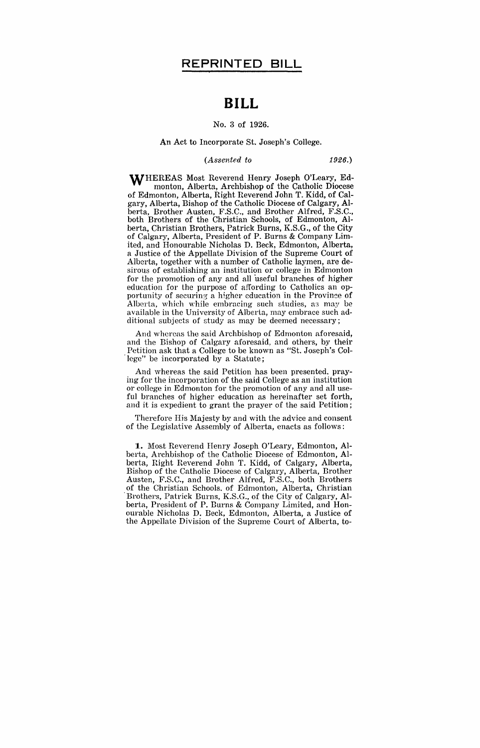# REPRINTED BILL

# BILL

No. 3 of 1926.

An Act to Incorporate St. Joseph's College.

*(Assented to 1926.)*

WHEREAS Most Reverend Henry Joseph O'Leary, Edmonton, Alberta, Archbishop of the Catholic Diocese of Edmonton, Alberta, Right Reverend John T. Kidd, of Calgary, Alberta, Bishop of the Catholic Diocese of Calgary, Alberta, Brother Austen, F.S.C., and Brother Alfred, F.S.C., both Brothers of the Christian Schools, of Edmonton, Alberta, Christian Brothers, Patrick Burns, K.S.G., of the City of Calgary, Alberta, President of P. Burns & Company Limited, and Honourable Nicholas D. Beck, Edmonton, Alberta, a Justice of the Appellate Division of the Supreme Court of Alberta, together with a number of Catholic laymen, are desirous of establishing an institution or college in Edmonton for the promotion of any and all useful branches of higher education for the purpose of affording to Catholics an opportunity of securing a higher education in the Province of Alberta, which while embracing such studies, as may be available in the University of Alberta, may embrace such additional subjects of study as may be deemed necessary;

And whereas the said Archbishop of Edmonton aforesaid, and the Bishop of Calgary aforesaid, and others, by their Petition ask that a College to be known as "St. Joseph's College" be incorporated by a Statute;

And whereas the said Petition has been presented, praying for the incorporation of the said College as an institution or college in Edmonton for the promotion of any and all useful branches of higher education as hereinafter set forth, and it is expedient to grant the prayer of the said Petition;

Therefore His Majesty by and with the advice and consent of the Legislative Assembly of Alberta, enacts as follows:

**1.** Most Reverend Henry Joseph O'Leary, Edmonton, Alberta, Archbishop of the Catholic Diocese of Edmonton, Alberta, Right Reverend John T. Kidd, of Calgary, Alberta, Bishop of the Catholic Diocese of Calgary, Alberta, Brother Austen, F.S.C., and Brother Alfred, F.S.C., both Brothers of the Christian Schools, of Edmonton, Alberta, Christian Brothers, Patrick Burns, K.S.G., of the City of Calgary, Alberta, President of P. Burns & Company Limited, and Honourable Nicholas D. Beck, Edmonton, Alberta, a Justice of the Appellate Division of the Supreme Court of Alberta, to-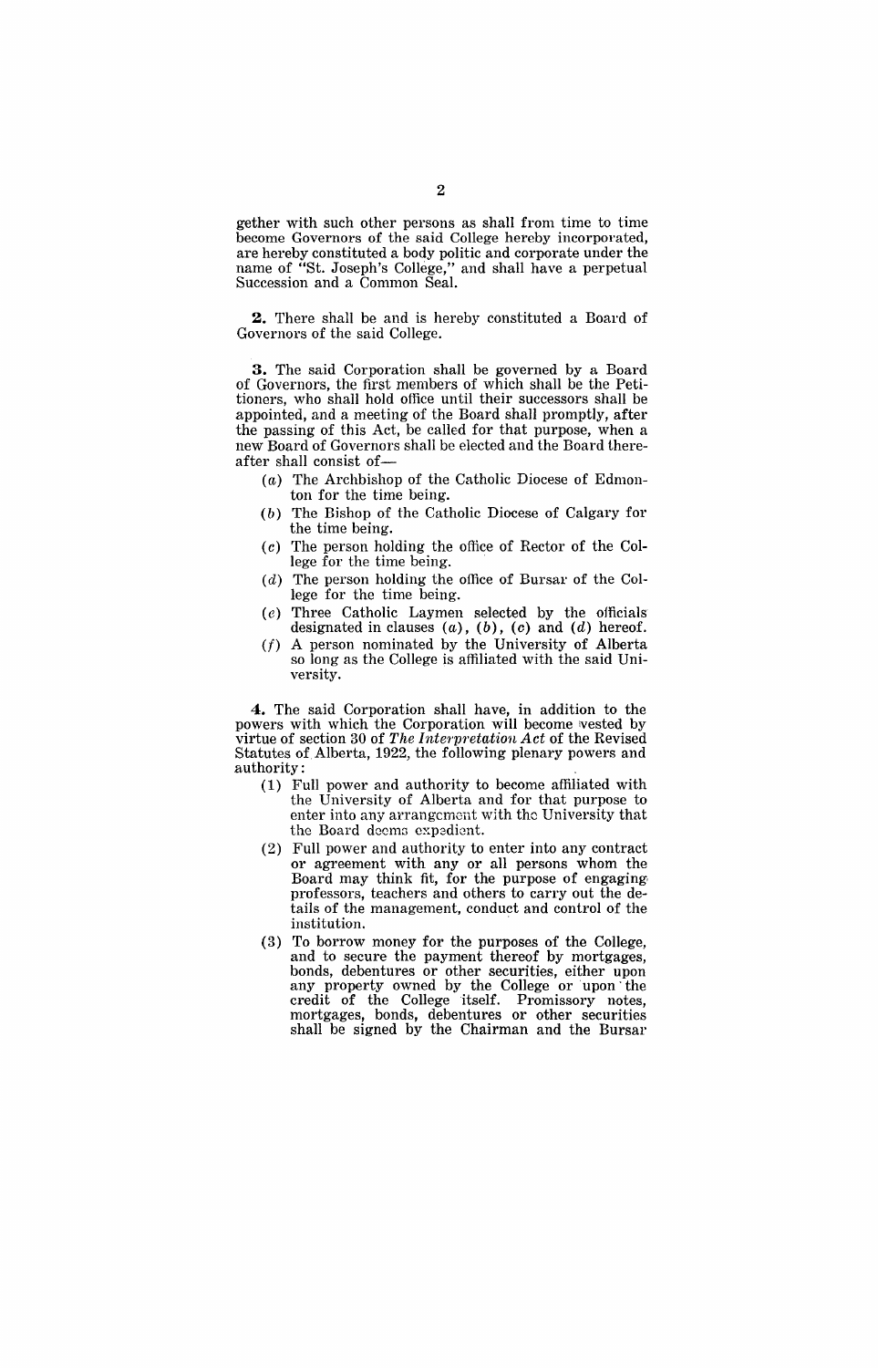gether with such other persons as shall from time to time become Governors of the said College hereby incorporated, are hereby constituted a body politic and corporate under the name of "St. Joseph's College," and shall have a perpetual Succession and a Common Seal.

**2.** There shall be and is hereby constituted a Board of Governors of the said College.

**3.** The said Corporation shall be governed by a Board of Governors, the first members of which shall be the Petitioners, who shall hold office until their successors shall be appointed, and a meeting of the Board shall promptly, after the passing of this Act, be called for that purpose, when a new Board of Governors shall be elected and the Board thereafter shall consist of—

(*a*) The Archbishop of the Catholic Diocese of Edmonton for the time being.

(*b*) The Bishop of the Catholic Diocese of Calgary for the time being.

(*c*) The person holding the office of Rector of the College for the time being.

(*d*) The person holding the office of Bursar of the College for the time being.

(*e*) Three Catholic Laymen selected by the officials designated in clauses (*a*), (*b*), (*c*) and (*d*) hereof.

(*f*) A person nominated by the University of Alberta so long as the College is affiliated with the said University.

**4.** The said Corporation shall have, in addition to the powers with which the Corporation will become vested by virtue of section 30 of *The Interpretation Act* of the Revised Statutes of Alberta, 1922, the following plenary powers and authority:

(1) Full power and authority to become affiliated with the University of Alberta and for that purpose to enter into any arrangement with the University that the Board deems expedient.

(2) Full power and authority to enter into any contract or agreement with any or all persons whom the Board may think fit, for the purpose of engaging professors, teachers and others to carry out the details of the management, conduct and control of the institution.

(3) To borrow money for the purposes of the College, and to secure the payment thereof by mortgages, bonds, debentures or other securities, either upon any property owned by the College or upon the credit of the College itself. Promissory notes, mortgages, bonds, debentures or other securities shall be signed by the Chairman and the Bursar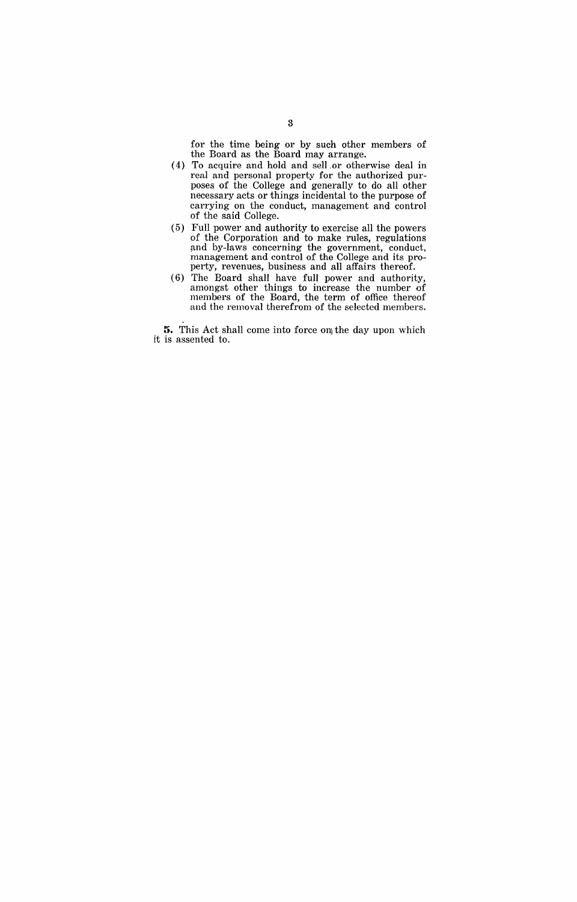for the time being or by such other members of the Board as the Board may arrange.

(4) To acquire and hold and sell or otherwise deal in real and personal property for the authorized purposes of the College and generally to do all other necessary acts or things incidental to the purpose of carrying on the conduct, management and control of the said College.

(5) Full power and authority to exercise all the powers of the Corporation and to make rules, regulations and by-laws concerning the government, conduct, management and control of the College and its property, revenues, business and all affairs thereof.

(6) The Board shall have full power and authority, amongst other things to increase the number of members of the Board, the term of office thereof and the removal therefrom of the selected members.

**5.** This Act shall come into force on the day upon which it is assented to.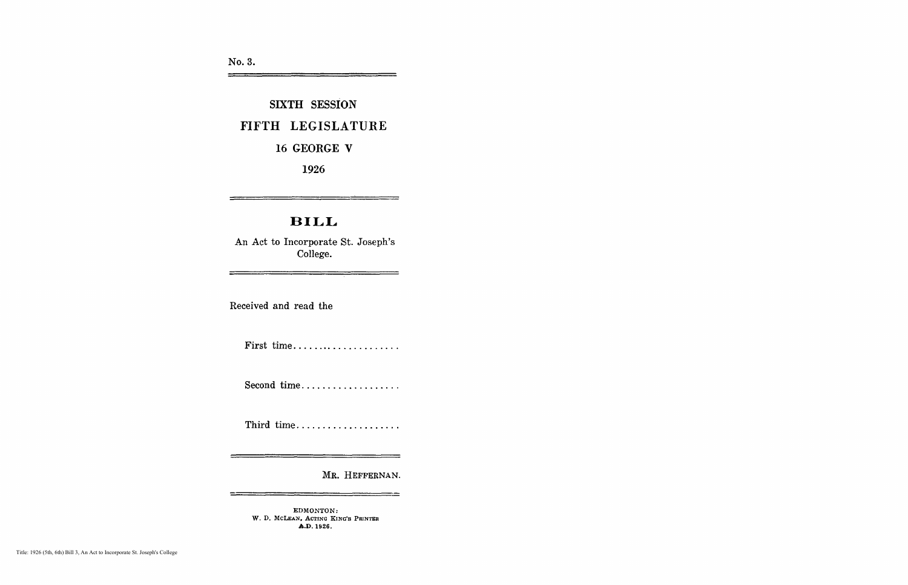No. 3.

## SIXTH SESSION

## FIFTH LEGISLATURE

## 16 GEORGE V

## 1926

# BILL

An Act to Incorporate St. Joseph's College.

Received and read the

First time....................

Second time..................

Third time...................

MR. HEFFERNAN.

EDMONTON:
W. D. MCLEAN, ACTING KING'S PRINTER
A.D. 1926.

Title: 1926 (5th, 6th) Bill 3, An Act to Incorporate St. Joseph's College